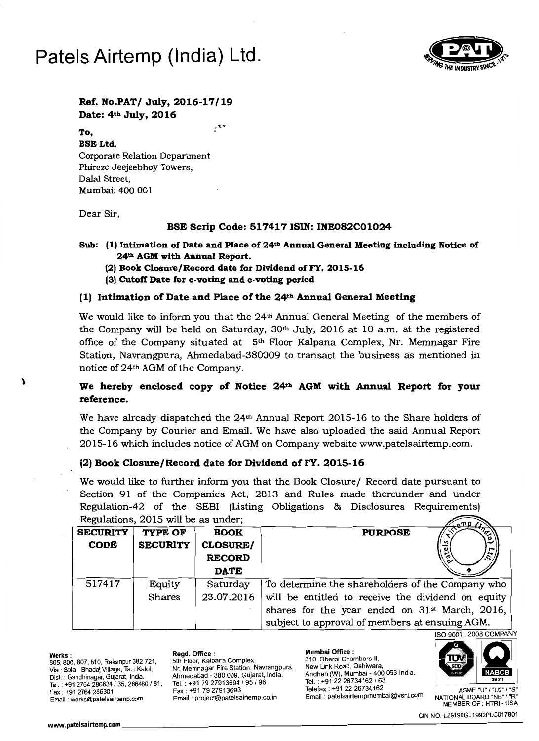# Patels Airtemp (India) Ltd.

**Ref. No.PAT/ July, 2016-17/19**
**Date: 4th July, 2016**

**To,**
**BSE Ltd.**
Corporate Relation Department
Phiroze Jeejeebhoy Towers,
Dalal Street,
Mumbai: 400 001

Dear Sir,

**BSE Scrip Code: 517417 ISIN: INE082C01024**

**Sub: (1) Intimation of Date and Place of 24th Annual General Meeting including Notice of 24th AGM with Annual Report.**
**(2) Book Closure/Record date for Dividend of FY. 2015-16**
**(3) Cutoff Date for e-voting and e-voting period**

### (1) Intimation of Date and Place of the 24th Annual General Meeting

We would like to inform you that the 24th Annual General Meeting of the members of the Company will be held on Saturday, 30th July, 2016 at 10 a.m. at the registered office of the Company situated at 5th Floor Kalpana Complex, Nr. Memnagar Fire Station, Navrangpura, Ahmedabad-380009 to transact the business as mentioned in notice of 24th AGM of the Company.

**We hereby enclosed copy of Notice 24th AGM with Annual Report for your reference.**

We have already dispatched the 24th Annual Report 2015-16 to the Share holders of the Company by Courier and Email. We have also uploaded the said Annual Report 2015-16 which includes notice of AGM on Company website www.patelsairtemp.com.

### (2) Book Closure/Record date for Dividend of FY. 2015-16

We would like to further inform you that the Book Closure/ Record date pursuant to Section 91 of the Companies Act, 2013 and Rules made thereunder and under Regulation-42 of the SEBI (Listing Obligations & Disclosures Requirements) Regulations, 2015 will be as under;

| SECURITY CODE | TYPE OF SECURITY | BOOK CLOSURE/ RECORD DATE | PURPOSE |
|---|---|---|---|
| 517417 | Equity Shares | Saturday 23.07.2016 | To determine the shareholders of the Company who will be entitled to receive the dividend on equity shares for the year ended on 31st March, 2016, subject to approval of members at ensuing AGM. |

ISO 9001 : 2008 COMPANY

**Works :**
805, 806, 807, 810, Rakanpur 382 721,
Via : Sola - Bhadaj Village, Ta. : Kalol,
Dist. : Gandhinagar, Gujarat, India.
Tel. : +91 2764 286634 / 35, 286480 / 81,
Fax : +91 2764 286301
Email : works@patelsairtemp.com

**Regd. Office :**
5th Floor, Kalpana Complex,
Nr. Memnagar Fire Station, Navrangpura.
Ahmedabad - 380 009. Gujarat, India.
Tel. : +91 79 27913694 / 95 / 96
Fax : +91 79 27913693
Email : project@patelsairtemp.co.in

**Mumbai Office :**
310, Oberoi Chambers-II,
New Link Road, Oshiwara,
Andheri (W), Mumbai - 400 053 India.
Tel. : +91 22 26734162 / 63
Telefax : +91 22 26734162
Email : patelsairtempmumbai@vsnl.com

ASME "U" / "U2" / "S"
NATIONAL BOARD "NB" / "R"
MEMBER OF : HTRI - USA

CIN NO. L29190GJ1992PLC017801

www.patelsairtemp.com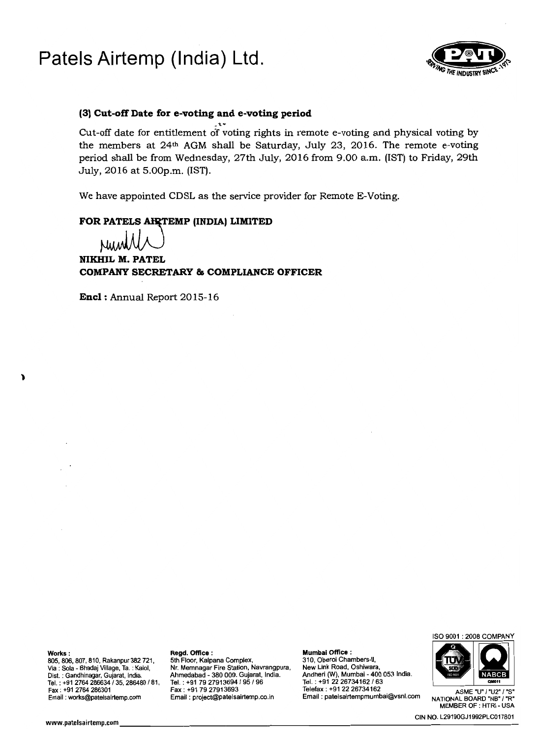# Patels Airtemp (India) Ltd.

### (3) Cut-off Date for e-voting and e-voting period

Cut-off date for entitlement of voting rights in remote e-voting and physical voting by the members at 24th AGM shall be Saturday, July 23, 2016. The remote e-voting period shall be from Wednesday, 27th July, 2016 from 9.00 a.m. (IST) to Friday, 29th July, 2016 at 5.00p.m. (IST).

We have appointed CDSL as the service provider for Remote E-Voting.

**FOR PATELS AIRTEMP (INDIA) LIMITED**

**NIKHIL M. PATEL**
**COMPANY SECRETARY & COMPLIANCE OFFICER**

**Encl :** Annual Report 2015-16

**Works :**
805, 806, 807, 810, Rakanpur 382 721,
Via : Sola - Bhadaj Village, Ta. : Kalol,
Dist. : Gandhinagar, Gujarat, India.
Tel. : +91 2764 286634 / 35, 286480 / 81,
Fax : +91 2764 286301
Email : works@patelsairtemp.com

**Regd. Office :**
5th Floor, Kalpana Complex,
Nr. Memnagar Fire Station, Navrangpura,
Ahmedabad - 380 009. Gujarat, India.
Tel. : +91 79 27913694 / 95 / 96
Fax : +91 79 27913693
Email : project@patelsairtemp.co.in

**Mumbai Office :**
310, Oberoi Chambers-II,
New Link Road, Oshiwara,
Andheri (W), Mumbai - 400 053 India.
Tel. : +91 22 26734162 / 63
Telefax : +91 22 26734162
Email : patelsairtempmumbai@vsnl.com

ISO 9001 : 2008 COMPANY

ASME "U" / "U2" / "S"
NATIONAL BOARD "NB" / "R"
MEMBER OF : HTRI - USA

www.patelsairtemp.com

CIN NO. L29190GJ1992PLC017801